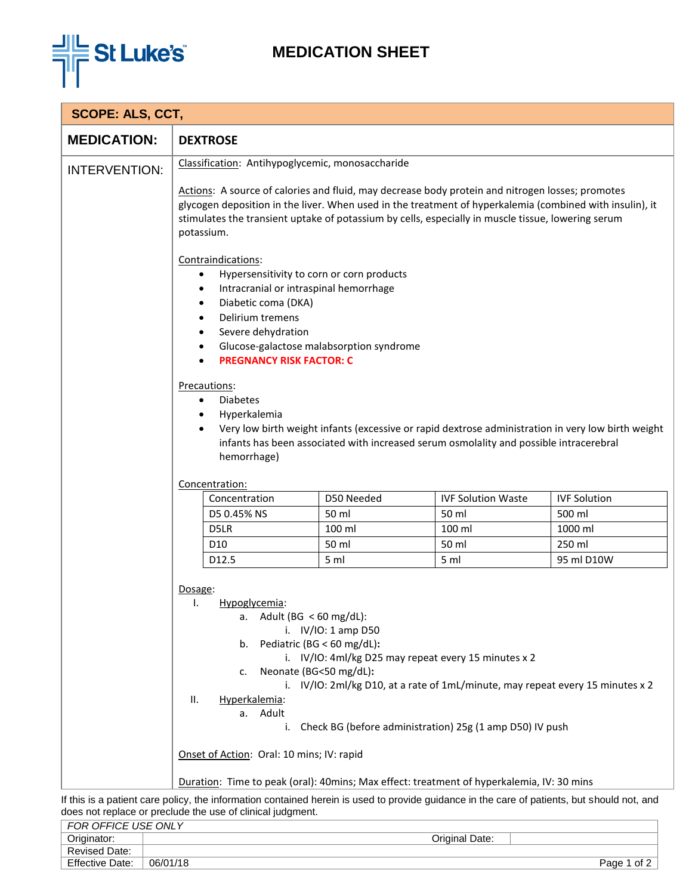# MEDICATION SHEET

**SCOPE: ALS, CCT,**

**MEDICATION:** **DEXTROSE**

**INTERVENTION:**

Classification: Antihypoglycemic, monosaccharide

Actions: A source of calories and fluid, may decrease body protein and nitrogen losses; promotes glycogen deposition in the liver. When used in the treatment of hyperkalemia (combined with insulin), it stimulates the transient uptake of potassium by cells, especially in muscle tissue, lowering serum potassium.

Contraindications:

- Hypersensitivity to corn or corn products
- Intracranial or intraspinal hemorrhage
- Diabetic coma (DKA)
- Delirium tremens
- Severe dehydration
- Glucose-galactose malabsorption syndrome
- **PREGNANCY RISK FACTOR: C**

Precautions:

- Diabetes
- Hyperkalemia
- Very low birth weight infants (excessive or rapid dextrose administration in very low birth weight infants has been associated with increased serum osmolality and possible intracerebral hemorrhage)

Concentration:

| Concentration | D50 Needed | IVF Solution Waste | IVF Solution |
|---|---|---|---|
| D5 0.45% NS | 50 ml | 50 ml | 500 ml |
| D5LR | 100 ml | 100 ml | 1000 ml |
| D10 | 50 ml | 50 ml | 250 ml |
| D12.5 | 5 ml | 5 ml | 95 ml D10W |

Dosage:

I. Hypoglycemia:
   a. Adult (BG < 60 mg/dL):
      i. IV/IO: 1 amp D50
   b. Pediatric (BG < 60 mg/dL):
      i. IV/IO: 4ml/kg D25 may repeat every 15 minutes x 2
   c. Neonate (BG<50 mg/dL):
      i. IV/IO: 2ml/kg D10, at a rate of 1mL/minute, may repeat every 15 minutes x 2

II. Hyperkalemia:
   a. Adult
      i. Check BG (before administration) 25g (1 amp D50) IV push

Onset of Action: Oral: 10 mins; IV: rapid

Duration: Time to peak (oral): 40mins; Max effect: treatment of hyperkalemia, IV: 30 mins

If this is a patient care policy, the information contained herein is used to provide guidance in the care of patients, but should not, and does not replace or preclude the use of clinical judgment.

| *FOR OFFICE USE ONLY* | | | |
|---|---|---|---|
| Originator: | | Original Date: | |
| Revised Date: | | | |
| Effective Date: | 06/01/18 | | |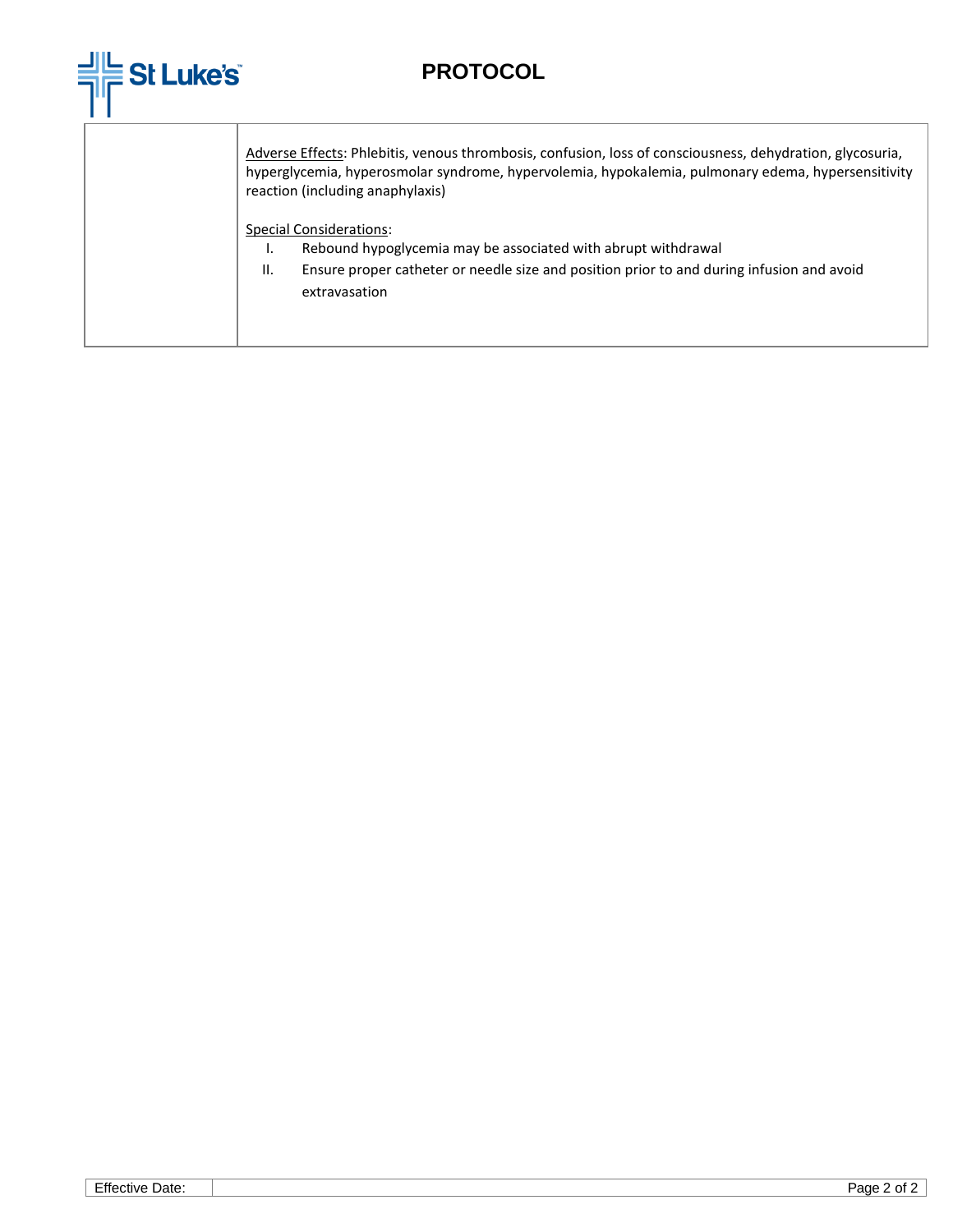Adverse Effects: Phlebitis, venous thrombosis, confusion, loss of consciousness, dehydration, glycosuria, hyperglycemia, hyperosmolar syndrome, hypervolemia, hypokalemia, pulmonary edema, hypersensitivity reaction (including anaphylaxis)

Special Considerations:

I. Rebound hypoglycemia may be associated with abrupt withdrawal
II. Ensure proper catheter or needle size and position prior to and during infusion and avoid extravasation